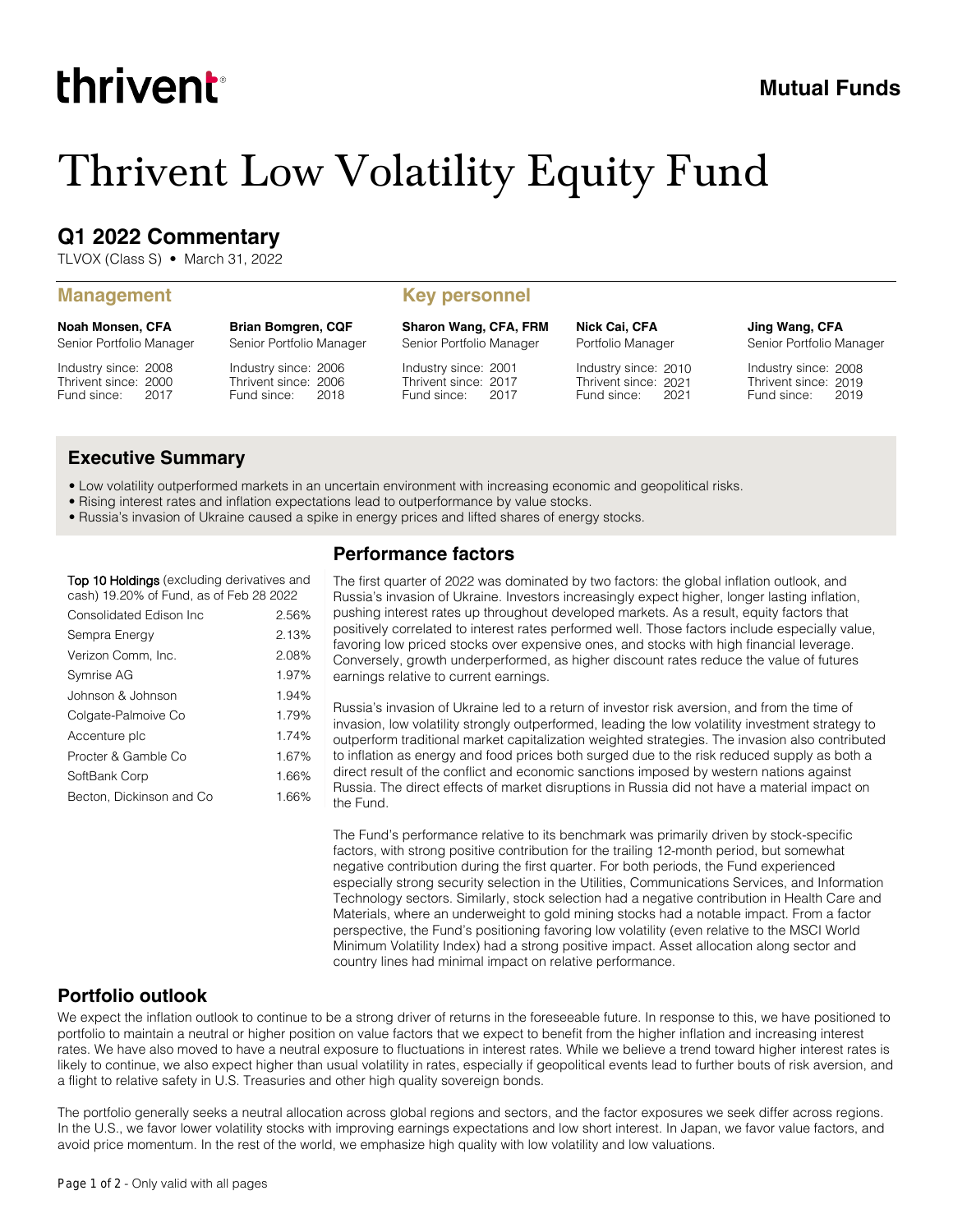thrivent

Mutual Funds

# Thrivent Low Volatility Equity Fund

## Q1 2022 Commentary

TLVOX (Class S) • March 31, 2022

### Management

**Noah Monsen, CFA**
Senior Portfolio Manager
Industry since: 2008
Thrivent since: 2000
Fund since: 2017

**Brian Bomgren, CQF**
Senior Portfolio Manager
Industry since: 2006
Thrivent since: 2006
Fund since: 2018

### Key personnel

**Sharon Wang, CFA, FRM**
Senior Portfolio Manager
Industry since: 2001
Thrivent since: 2017
Fund since: 2017

**Nick Cai, CFA**
Portfolio Manager
Industry since: 2010
Thrivent since: 2021
Fund since: 2021

**Jing Wang, CFA**
Senior Portfolio Manager
Industry since: 2008
Thrivent since: 2019
Fund since: 2019

## Executive Summary

- Low volatility outperformed markets in an uncertain environment with increasing economic and geopolitical risks.
- Rising interest rates and inflation expectations lead to outperformance by value stocks.
- Russia's invasion of Ukraine caused a spike in energy prices and lifted shares of energy stocks.

**Top 10 Holdings** (excluding derivatives and cash) 19.20% of Fund, as of Feb 28 2022

| Holding | % |
|---|---|
| Consolidated Edison Inc | 2.56% |
| Sempra Energy | 2.13% |
| Verizon Comm, Inc. | 2.08% |
| Symrise AG | 1.97% |
| Johnson & Johnson | 1.94% |
| Colgate-Palmoive Co | 1.79% |
| Accenture plc | 1.74% |
| Procter & Gamble Co | 1.67% |
| SoftBank Corp | 1.66% |
| Becton, Dickinson and Co | 1.66% |

## Performance factors

The first quarter of 2022 was dominated by two factors: the global inflation outlook, and Russia's invasion of Ukraine. Investors increasingly expect higher, longer lasting inflation, pushing interest rates up throughout developed markets. As a result, equity factors that positively correlated to interest rates performed well. Those factors include especially value, favoring low priced stocks over expensive ones, and stocks with high financial leverage. Conversely, growth underperformed, as higher discount rates reduce the value of futures earnings relative to current earnings.

Russia's invasion of Ukraine led to a return of investor risk aversion, and from the time of invasion, low volatility strongly outperformed, leading the low volatility investment strategy to outperform traditional market capitalization weighted strategies. The invasion also contributed to inflation as energy and food prices both surged due to the risk reduced supply as both a direct result of the conflict and economic sanctions imposed by western nations against Russia. The direct effects of market disruptions in Russia did not have a material impact on the Fund.

The Fund's performance relative to its benchmark was primarily driven by stock-specific factors, with strong positive contribution for the trailing 12-month period, but somewhat negative contribution during the first quarter. For both periods, the Fund experienced especially strong security selection in the Utilities, Communications Services, and Information Technology sectors. Similarly, stock selection had a negative contribution in Health Care and Materials, where an underweight to gold mining stocks had a notable impact. From a factor perspective, the Fund's positioning favoring low volatility (even relative to the MSCI World Minimum Volatility Index) had a strong positive impact. Asset allocation along sector and country lines had minimal impact on relative performance.

## Portfolio outlook

We expect the inflation outlook to continue to be a strong driver of returns in the foreseeable future. In response to this, we have positioned to portfolio to maintain a neutral or higher position on value factors that we expect to benefit from the higher inflation and increasing interest rates. We have also moved to have a neutral exposure to fluctuations in interest rates. While we believe a trend toward higher interest rates is likely to continue, we also expect higher than usual volatility in rates, especially if geopolitical events lead to further bouts of risk aversion, and a flight to relative safety in U.S. Treasuries and other high quality sovereign bonds.

The portfolio generally seeks a neutral allocation across global regions and sectors, and the factor exposures we seek differ across regions. In the U.S., we favor lower volatility stocks with improving earnings expectations and low short interest. In Japan, we favor value factors, and avoid price momentum. In the rest of the world, we emphasize high quality with low volatility and low valuations.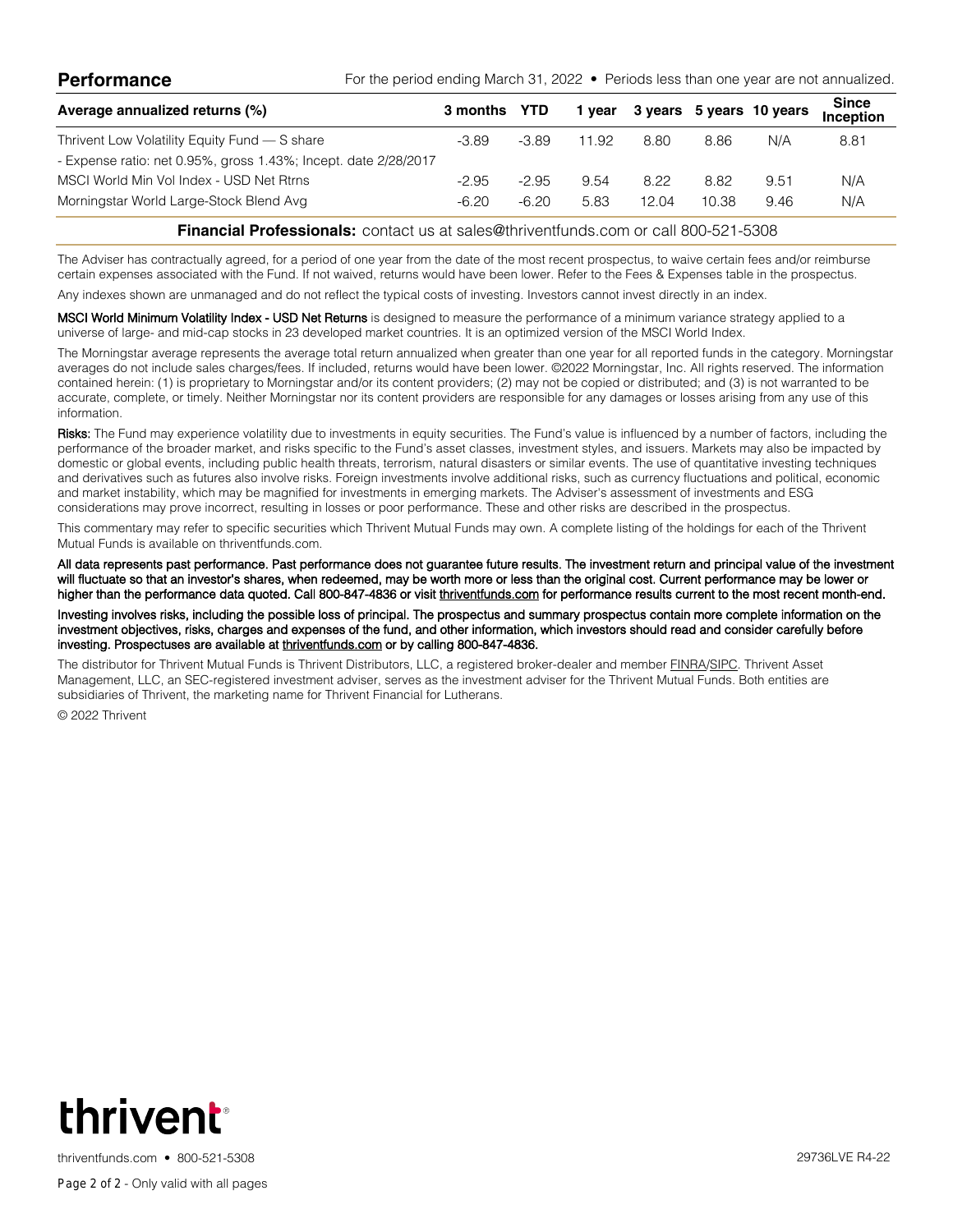## Performance

For the period ending March 31, 2022 • Periods less than one year are not annualized.

| Average annualized returns (%) | 3 months | YTD | 1 year | 3 years | 5 years | 10 years | Since Inception |
|---|---|---|---|---|---|---|---|
| Thrivent Low Volatility Equity Fund — S share | -3.89 | -3.89 | 11.92 | 8.80 | 8.86 | N/A | 8.81 |
| - Expense ratio: net 0.95%, gross 1.43%; Incept. date 2/28/2017 | | | | | | | |
| MSCI World Min Vol Index - USD Net Rtrns | -2.95 | -2.95 | 9.54 | 8.22 | 8.82 | 9.51 | N/A |
| Morningstar World Large-Stock Blend Avg | -6.20 | -6.20 | 5.83 | 12.04 | 10.38 | 9.46 | N/A |

**Financial Professionals:** contact us at sales@thriventfunds.com or call 800-521-5308

The Adviser has contractually agreed, for a period of one year from the date of the most recent prospectus, to waive certain fees and/or reimburse certain expenses associated with the Fund. If not waived, returns would have been lower. Refer to the Fees & Expenses table in the prospectus.

Any indexes shown are unmanaged and do not reflect the typical costs of investing. Investors cannot invest directly in an index.

**MSCI World Minimum Volatility Index - USD Net Returns** is designed to measure the performance of a minimum variance strategy applied to a universe of large- and mid-cap stocks in 23 developed market countries. It is an optimized version of the MSCI World Index.

The Morningstar average represents the average total return annualized when greater than one year for all reported funds in the category. Morningstar averages do not include sales charges/fees. If included, returns would have been lower. ©2022 Morningstar, Inc. All rights reserved. The information contained herein: (1) is proprietary to Morningstar and/or its content providers; (2) may not be copied or distributed; and (3) is not warranted to be accurate, complete, or timely. Neither Morningstar nor its content providers are responsible for any damages or losses arising from any use of this information.

**Risks:** The Fund may experience volatility due to investments in equity securities. The Fund's value is influenced by a number of factors, including the performance of the broader market, and risks specific to the Fund's asset classes, investment styles, and issuers. Markets may also be impacted by domestic or global events, including public health threats, terrorism, natural disasters or similar events. The use of quantitative investing techniques and derivatives such as futures also involve risks. Foreign investments involve additional risks, such as currency fluctuations and political, economic and market instability, which may be magnified for investments in emerging markets. The Adviser's assessment of investments and ESG considerations may prove incorrect, resulting in losses or poor performance. These and other risks are described in the prospectus.

This commentary may refer to specific securities which Thrivent Mutual Funds may own. A complete listing of the holdings for each of the Thrivent Mutual Funds is available on thriventfunds.com.

**All data represents past performance. Past performance does not guarantee future results. The investment return and principal value of the investment will fluctuate so that an investor's shares, when redeemed, may be worth more or less than the original cost. Current performance may be lower or higher than the performance data quoted. Call 800-847-4836 or visit thriventfunds.com for performance results current to the most recent month-end.**

**Investing involves risks, including the possible loss of principal. The prospectus and summary prospectus contain more complete information on the investment objectives, risks, charges and expenses of the fund, and other information, which investors should read and consider carefully before investing. Prospectuses are available at thriventfunds.com or by calling 800-847-4836.**

The distributor for Thrivent Mutual Funds is Thrivent Distributors, LLC, a registered broker-dealer and member FINRA/SIPC. Thrivent Asset Management, LLC, an SEC-registered investment adviser, serves as the investment adviser for the Thrivent Mutual Funds. Both entities are subsidiaries of Thrivent, the marketing name for Thrivent Financial for Lutherans.

© 2022 Thrivent

thrivent

thriventfunds.com • 800-521-5308

29736LVE R4-22